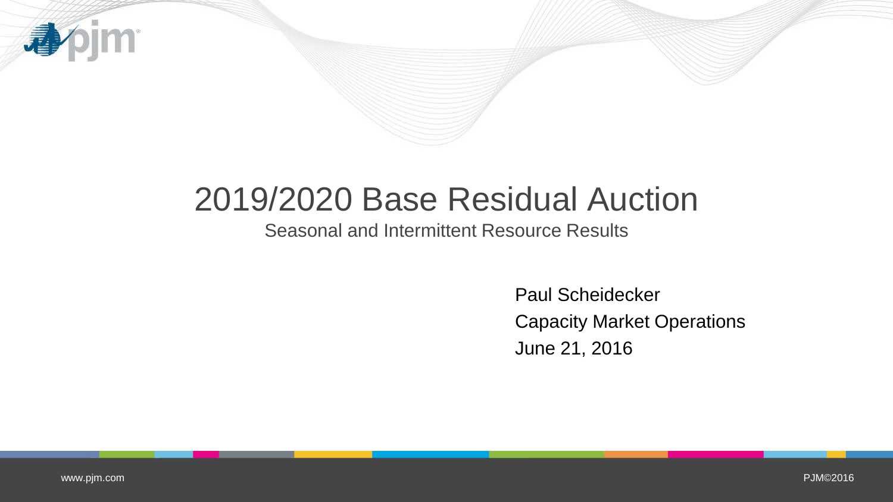# 2019/2020 Base Residual Auction

Seasonal and Intermittent Resource Results

Paul Scheidecker

Capacity Market Operations

June 21, 2016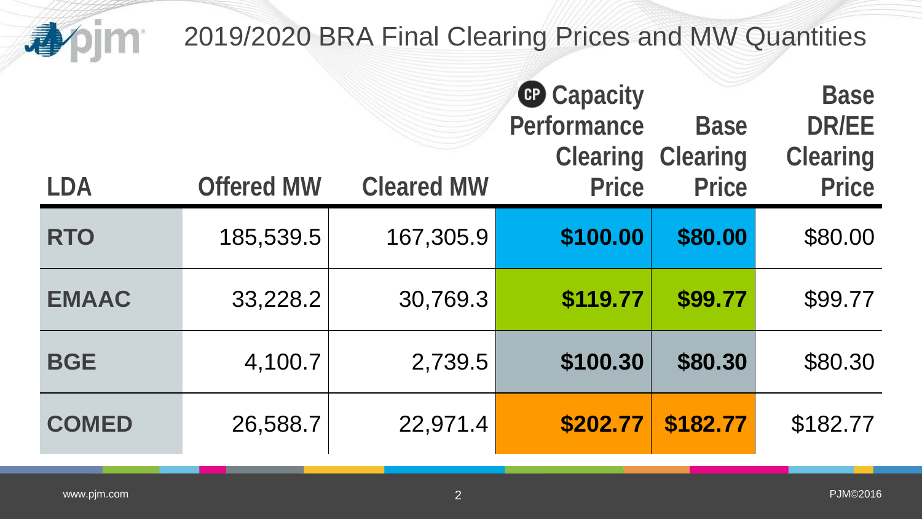# 2019/2020 BRA Final Clearing Prices and MW Quantities

| LDA | Offered MW | Cleared MW | Capacity Performance Clearing Price | Base Clearing Price | Base DR/EE Clearing Price |
|---|---|---|---|---|---|
| **RTO** | 185,539.5 | 167,305.9 | **$100.00** | **$80.00** | $80.00 |
| **EMAAC** | 33,228.2 | 30,769.3 | **$119.77** | **$99.77** | $99.77 |
| **BGE** | 4,100.7 | 2,739.5 | **$100.30** | **$80.30** | $80.30 |
| **COMED** | 26,588.7 | 22,971.4 | **$202.77** | **$182.77** | $182.77 |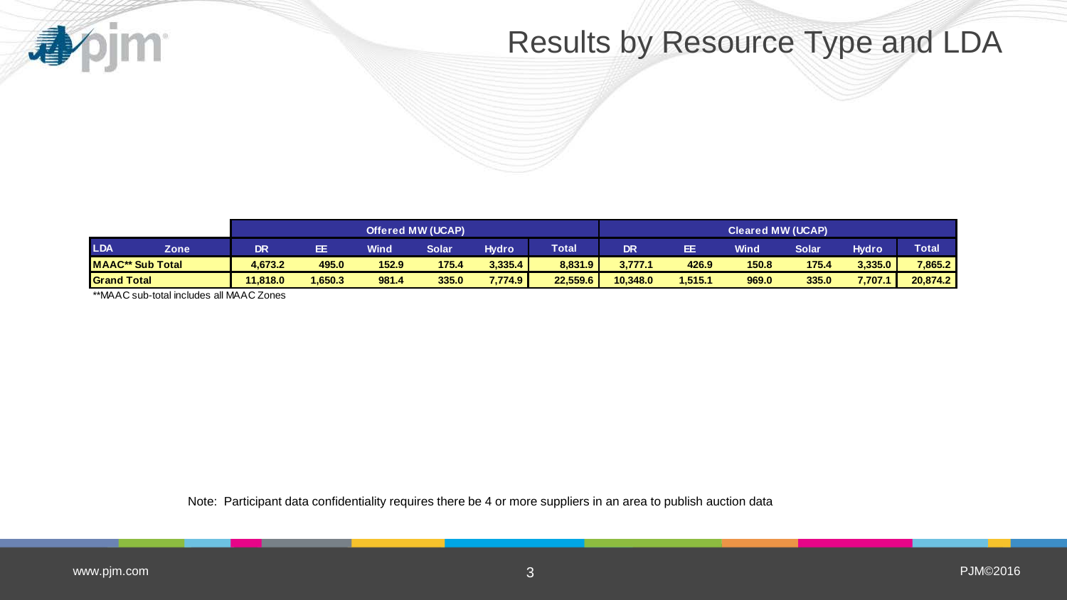# Results by Resource Type and LDA

| | | Offered MW (UCAP) | | | | | | Cleared MW (UCAP) | | | | | |
|---|---|---|---|---|---|---|---|---|---|---|---|---|---|
| LDA | Zone | DR | EE | Wind | Solar | Hydro | Total | DR | EE | Wind | Solar | Hydro | Total |
| MAAC** Sub Total | | 4,673.2 | 495.0 | 152.9 | 175.4 | 3,335.4 | 8,831.9 | 3,777.1 | 426.9 | 150.8 | 175.4 | 3,335.0 | 7,865.2 |
| Grand Total | | 11,818.0 | 1,650.3 | 981.4 | 335.0 | 7,774.9 | 22,559.6 | 10,348.0 | 1,515.1 | 969.0 | 335.0 | 7,707.1 | 20,874.2 |

**MAAC sub-total includes all MAAC Zones

Note: Participant data confidentiality requires there be 4 or more suppliers in an area to publish auction data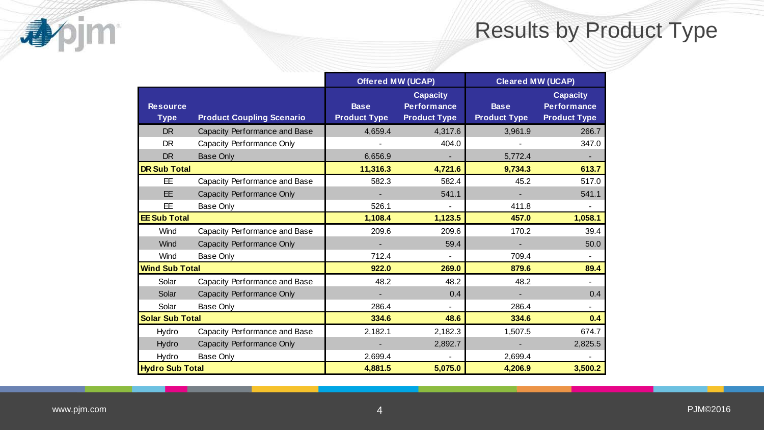# Results by Product Type

| Resource Type | Product Coupling Scenario | Offered MW (UCAP) | | Cleared MW (UCAP) | |
|---|---|---|---|---|---|
| | | Base Product Type | Capacity Performance Product Type | Base Product Type | Capacity Performance Product Type |
| DR | Capacity Performance and Base | 4,659.4 | 4,317.6 | 3,961.9 | 266.7 |
| DR | Capacity Performance Only | - | 404.0 | - | 347.0 |
| DR | Base Only | 6,656.9 | - | 5,772.4 | - |
| **DR Sub Total** | | **11,316.3** | **4,721.6** | **9,734.3** | **613.7** |
| EE | Capacity Performance and Base | 582.3 | 582.4 | 45.2 | 517.0 |
| EE | Capacity Performance Only | - | 541.1 | - | 541.1 |
| EE | Base Only | 526.1 | - | 411.8 | - |
| **EE Sub Total** | | **1,108.4** | **1,123.5** | **457.0** | **1,058.1** |
| Wind | Capacity Performance and Base | 209.6 | 209.6 | 170.2 | 39.4 |
| Wind | Capacity Performance Only | - | 59.4 | - | 50.0 |
| Wind | Base Only | 712.4 | - | 709.4 | - |
| **Wind Sub Total** | | **922.0** | **269.0** | **879.6** | **89.4** |
| Solar | Capacity Performance and Base | 48.2 | 48.2 | 48.2 | - |
| Solar | Capacity Performance Only | - | 0.4 | - | 0.4 |
| Solar | Base Only | 286.4 | - | 286.4 | - |
| **Solar Sub Total** | | **334.6** | **48.6** | **334.6** | **0.4** |
| Hydro | Capacity Performance and Base | 2,182.1 | 2,182.3 | 1,507.5 | 674.7 |
| Hydro | Capacity Performance Only | - | 2,892.7 | - | 2,825.5 |
| Hydro | Base Only | 2,699.4 | - | 2,699.4 | - |
| **Hydro Sub Total** | | **4,881.5** | **5,075.0** | **4,206.9** | **3,500.2** |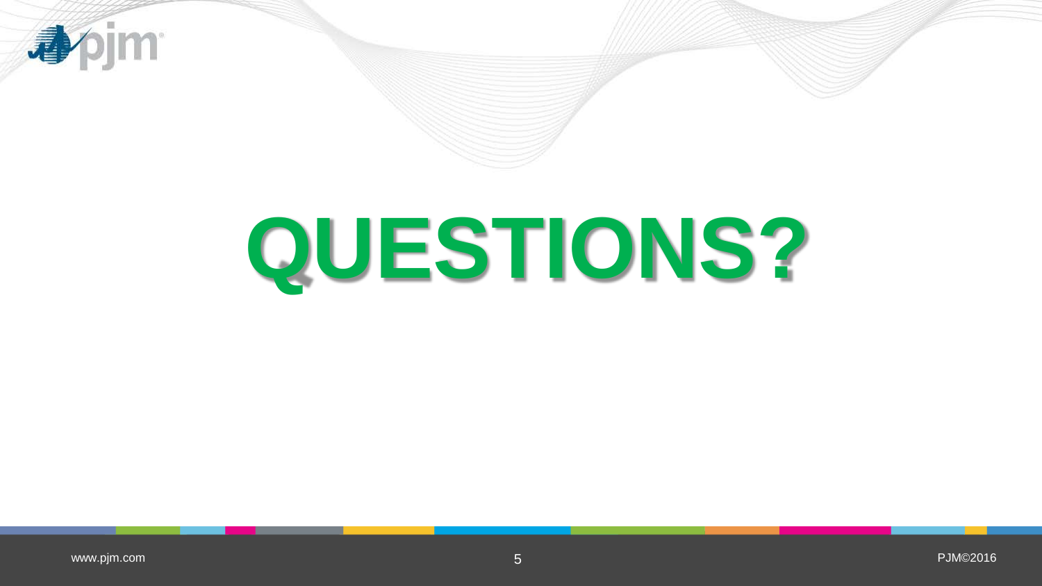# QUESTIONS?